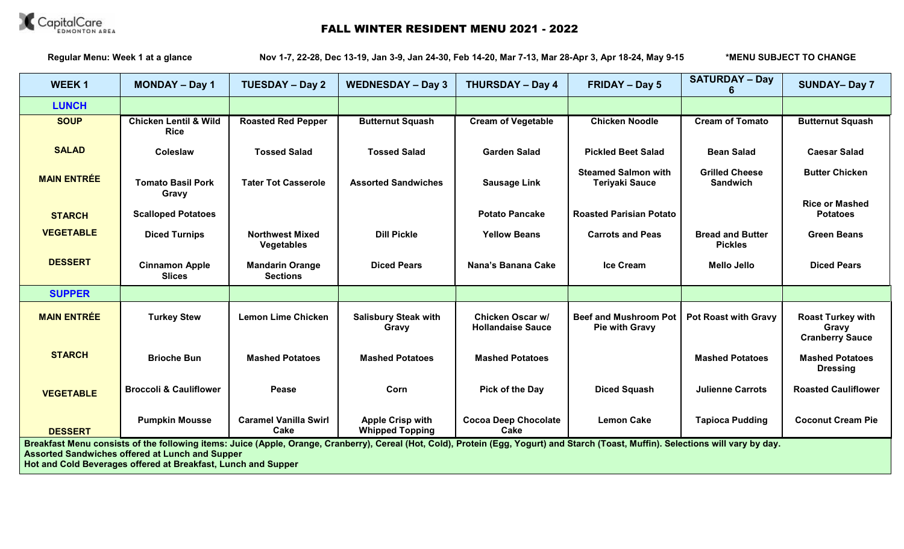CapitalCare EDMONTON AREA

# FALL WINTER RESIDENT MENU 2021 - 2022

**Regular Menu: Week 1 at a glance** — **Nov 1-7, 22-28, Dec 13-19, Jan 3-9, Jan 24-30, Feb 14-20, Mar 7-13, Mar 28-Apr 3, Apr 18-24, May 9-15** — ***MENU SUBJECT TO CHANGE**

| WEEK 1 | MONDAY – Day 1 | TUESDAY – Day 2 | WEDNESDAY – Day 3 | THURSDAY – Day 4 | FRIDAY – Day 5 | SATURDAY – Day 6 | SUNDAY– Day 7 |
|---|---|---|---|---|---|---|---|
| **LUNCH** | | | | | | | |
| **SOUP** | Chicken Lentil & Wild Rice | Roasted Red Pepper | Butternut Squash | Cream of Vegetable | Chicken Noodle | Cream of Tomato | Butternut Squash |
| **SALAD** | Coleslaw | Tossed Salad | Tossed Salad | Garden Salad | Pickled Beet Salad | Bean Salad | Caesar Salad |
| **MAIN ENTRÉE** | Tomato Basil Pork Gravy | Tater Tot Casserole | Assorted Sandwiches | Sausage Link | Steamed Salmon with Teriyaki Sauce | Grilled Cheese Sandwich | Butter Chicken |
| **STARCH** | Scalloped Potatoes | | | Potato Pancake | Roasted Parisian Potato | | Rice or Mashed Potatoes |
| **VEGETABLE** | Diced Turnips | Northwest Mixed Vegetables | Dill Pickle | Yellow Beans | Carrots and Peas | Bread and Butter Pickles | Green Beans |
| **DESSERT** | Cinnamon Apple Slices | Mandarin Orange Sections | Diced Pears | Nana's Banana Cake | Ice Cream | Mello Jello | Diced Pears |
| **SUPPER** | | | | | | | |
| **MAIN ENTRÉE** | Turkey Stew | Lemon Lime Chicken | Salisbury Steak with Gravy | Chicken Oscar w/ Hollandaise Sauce | Beef and Mushroom Pot Pie with Gravy | Pot Roast with Gravy | Roast Turkey with Gravy Cranberry Sauce |
| **STARCH** | Brioche Bun | Mashed Potatoes | Mashed Potatoes | Mashed Potatoes | | Mashed Potatoes | Mashed Potatoes Dressing |
| **VEGETABLE** | Broccoli & Cauliflower | Pease | Corn | Pick of the Day | Diced Squash | Julienne Carrots | Roasted Cauliflower |
| **DESSERT** | Pumpkin Mousse | Caramel Vanilla Swirl Cake | Apple Crisp with Whipped Topping | Cocoa Deep Chocolate Cake | Lemon Cake | Tapioca Pudding | Coconut Cream Pie |

**Breakfast Menu consists of the following items: Juice (Apple, Orange, Cranberry), Cereal (Hot, Cold), Protein (Egg, Yogurt) and Starch (Toast, Muffin). Selections will vary by day.**
**Assorted Sandwiches offered at Lunch and Supper**
**Hot and Cold Beverages offered at Breakfast, Lunch and Supper**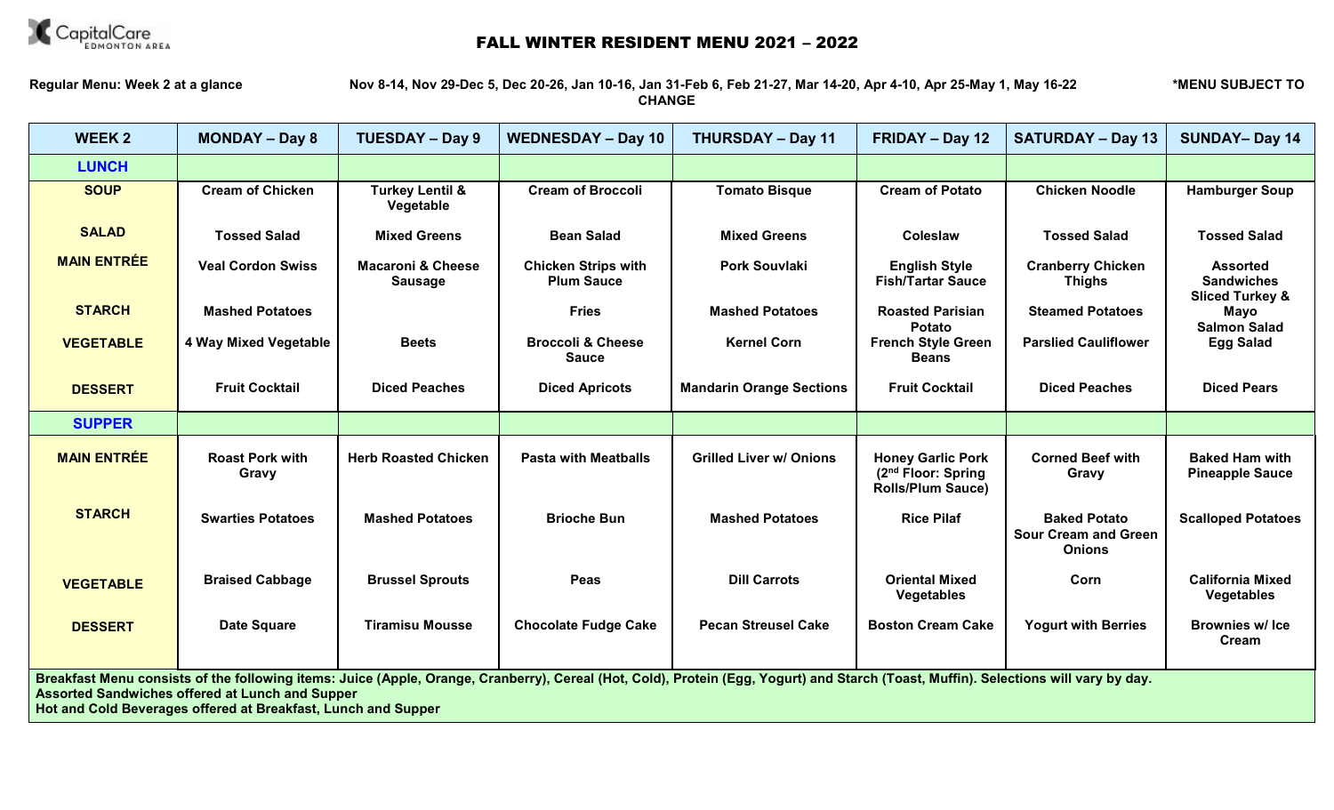CapitalCare EDMONTON AREA

# FALL WINTER RESIDENT MENU 2021 – 2022

**Regular Menu: Week 2 at a glance** **Nov 8-14, Nov 29-Dec 5, Dec 20-26, Jan 10-16, Jan 31-Feb 6, Feb 21-27, Mar 14-20, Apr 4-10, Apr 25-May 1, May 16-22** **\*MENU SUBJECT TO CHANGE**

| WEEK 2 | MONDAY – Day 8 | TUESDAY – Day 9 | WEDNESDAY – Day 10 | THURSDAY – Day 11 | FRIDAY – Day 12 | SATURDAY – Day 13 | SUNDAY– Day 14 |
|---|---|---|---|---|---|---|---|
| **LUNCH** | | | | | | | |
| **SOUP** | Cream of Chicken | Turkey Lentil & Vegetable | Cream of Broccoli | Tomato Bisque | Cream of Potato | Chicken Noodle | Hamburger Soup |
| **SALAD** | Tossed Salad | Mixed Greens | Bean Salad | Mixed Greens | Coleslaw | Tossed Salad | Tossed Salad |
| **MAIN ENTRÉE** | Veal Cordon Swiss | Macaroni & Cheese Sausage | Chicken Strips with Plum Sauce | Pork Souvlaki | English Style Fish/Tartar Sauce | Cranberry Chicken Thighs | Assorted Sandwiches Sliced Turkey & Mayo Salmon Salad Egg Salad |
| **STARCH** | Mashed Potatoes | | Fries | Mashed Potatoes | Roasted Parisian Potato | Steamed Potatoes | |
| **VEGETABLE** | 4 Way Mixed Vegetable | Beets | Broccoli & Cheese Sauce | Kernel Corn | French Style Green Beans | Parslied Cauliflower | |
| **DESSERT** | Fruit Cocktail | Diced Peaches | Diced Apricots | Mandarin Orange Sections | Fruit Cocktail | Diced Peaches | Diced Pears |
| **SUPPER** | | | | | | | |
| **MAIN ENTRÉE** | Roast Pork with Gravy | Herb Roasted Chicken | Pasta with Meatballs | Grilled Liver w/ Onions | Honey Garlic Pork (2nd Floor: Spring Rolls/Plum Sauce) | Corned Beef with Gravy | Baked Ham with Pineapple Sauce |
| **STARCH** | Swarties Potatoes | Mashed Potatoes | Brioche Bun | Mashed Potatoes | Rice Pilaf | Baked Potato Sour Cream and Green Onions | Scalloped Potatoes |
| **VEGETABLE** | Braised Cabbage | Brussel Sprouts | Peas | Dill Carrots | Oriental Mixed Vegetables | Corn | California Mixed Vegetables |
| **DESSERT** | Date Square | Tiramisu Mousse | Chocolate Fudge Cake | Pecan Streusel Cake | Boston Cream Cake | Yogurt with Berries | Brownies w/ Ice Cream |

**Breakfast Menu consists of the following items: Juice (Apple, Orange, Cranberry), Cereal (Hot, Cold), Protein (Egg, Yogurt) and Starch (Toast, Muffin). Selections will vary by day.**
**Assorted Sandwiches offered at Lunch and Supper**
**Hot and Cold Beverages offered at Breakfast, Lunch and Supper**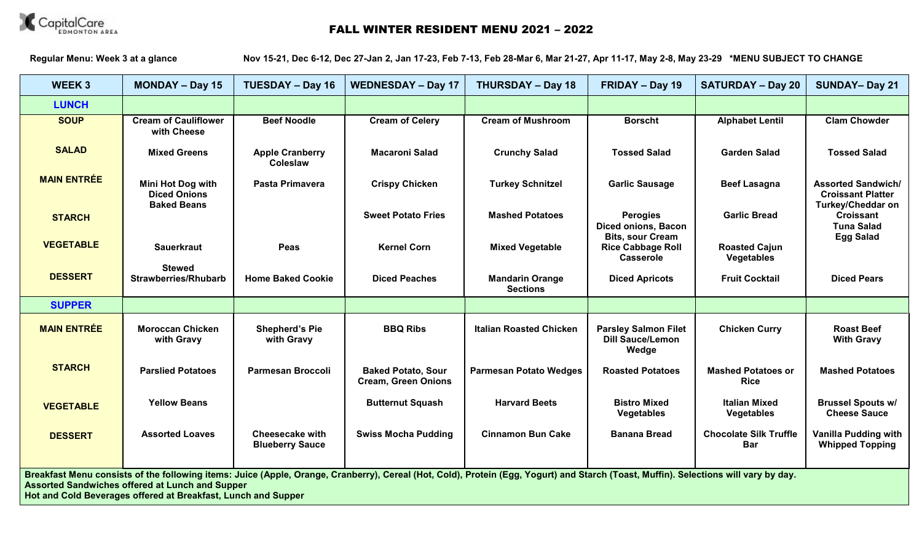CapitalCare EDMONTON AREA

# FALL WINTER RESIDENT MENU 2021 – 2022

**Regular Menu: Week 3 at a glance** Nov 15-21, Dec 6-12, Dec 27-Jan 2, Jan 17-23, Feb 7-13, Feb 28-Mar 6, Mar 21-27, Apr 11-17, May 2-8, May 23-29 *MENU SUBJECT TO CHANGE

| WEEK 3 | MONDAY – Day 15 | TUESDAY – Day 16 | WEDNESDAY – Day 17 | THURSDAY – Day 18 | FRIDAY – Day 19 | SATURDAY – Day 20 | SUNDAY– Day 21 |
|---|---|---|---|---|---|---|---|
| **LUNCH** | | | | | | | |
| **SOUP** | Cream of Cauliflower with Cheese | Beef Noodle | Cream of Celery | Cream of Mushroom | Borscht | Alphabet Lentil | Clam Chowder |
| **SALAD** | Mixed Greens | Apple Cranberry Coleslaw | Macaroni Salad | Crunchy Salad | Tossed Salad | Garden Salad | Tossed Salad |
| **MAIN ENTRÉE** | Mini Hot Dog with Diced Onions Baked Beans | Pasta Primavera | Crispy Chicken | Turkey Schnitzel | Garlic Sausage | Beef Lasagna | Assorted Sandwich/ Croissant Platter Turkey/Cheddar on Croissant Tuna Salad Egg Salad |
| **STARCH** | | | Sweet Potato Fries | Mashed Potatoes | Perogies Diced onions, Bacon Bits, sour Cream | Garlic Bread | |
| **VEGETABLE** | Sauerkraut | Peas | Kernel Corn | Mixed Vegetable | Rice Cabbage Roll Casserole | Roasted Cajun Vegetables | |
| **DESSERT** | Stewed Strawberries/Rhubarb | Home Baked Cookie | Diced Peaches | Mandarin Orange Sections | Diced Apricots | Fruit Cocktail | Diced Pears |
| **SUPPER** | | | | | | | |
| **MAIN ENTRÉE** | Moroccan Chicken with Gravy | Shepherd's Pie with Gravy | BBQ Ribs | Italian Roasted Chicken | Parsley Salmon Filet Dill Sauce/Lemon Wedge | Chicken Curry | Roast Beef With Gravy |
| **STARCH** | Parslied Potatoes | Parmesan Broccoli | Baked Potato, Sour Cream, Green Onions | Parmesan Potato Wedges | Roasted Potatoes | Mashed Potatoes or Rice | Mashed Potatoes |
| **VEGETABLE** | Yellow Beans | | Butternut Squash | Harvard Beets | Bistro Mixed Vegetables | Italian Mixed Vegetables | Brussel Spouts w/ Cheese Sauce |
| **DESSERT** | Assorted Loaves | Cheesecake with Blueberry Sauce | Swiss Mocha Pudding | Cinnamon Bun Cake | Banana Bread | Chocolate Silk Truffle Bar | Vanilla Pudding with Whipped Topping |

**Breakfast Menu consists of the following items: Juice (Apple, Orange, Cranberry), Cereal (Hot, Cold), Protein (Egg, Yogurt) and Starch (Toast, Muffin). Selections will vary by day.**
**Assorted Sandwiches offered at Lunch and Supper**
**Hot and Cold Beverages offered at Breakfast, Lunch and Supper**